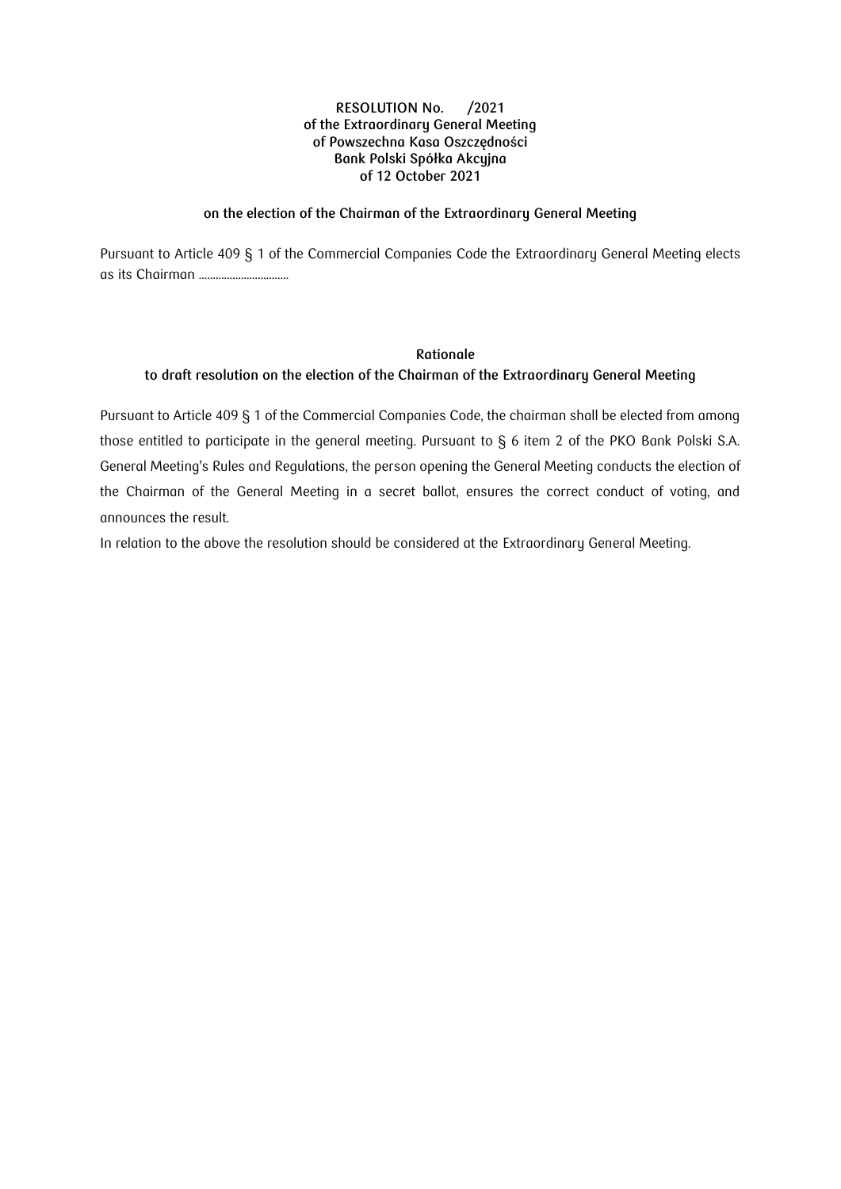**RESOLUTION No. /2021**
**of the Extraordinary General Meeting**
**of Powszechna Kasa Oszczędności**
**Bank Polski Spółka Akcyjna**
**of 12 October 2021**

**on the election of the Chairman of the Extraordinary General Meeting**

Pursuant to Article 409 § 1 of the Commercial Companies Code the Extraordinary General Meeting elects as its Chairman ...............................

**Rationale**
**to draft resolution on the election of the Chairman of the Extraordinary General Meeting**

Pursuant to Article 409 § 1 of the Commercial Companies Code, the chairman shall be elected from among those entitled to participate in the general meeting. Pursuant to § 6 item 2 of the PKO Bank Polski S.A. General Meeting's Rules and Regulations, the person opening the General Meeting conducts the election of the Chairman of the General Meeting in a secret ballot, ensures the correct conduct of voting, and announces the result.

In relation to the above the resolution should be considered at the Extraordinary General Meeting.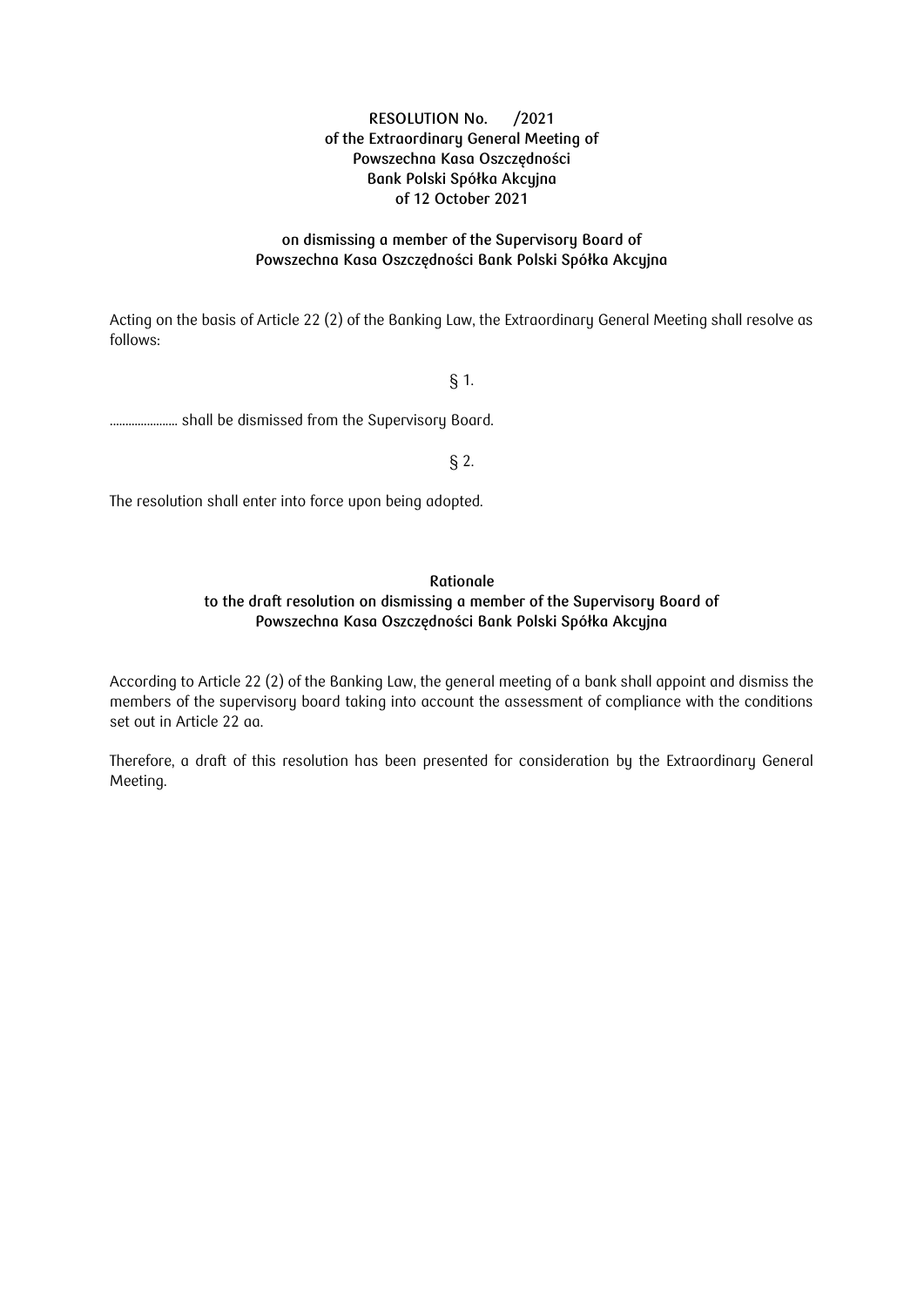**RESOLUTION No.   /2021**
**of the Extraordinary General Meeting of**
**Powszechna Kasa Oszczędności**
**Bank Polski Spółka Akcyjna**
**of 12 October 2021**

**on dismissing a member of the Supervisory Board of**
**Powszechna Kasa Oszczędności Bank Polski Spółka Akcyjna**

Acting on the basis of Article 22 (2) of the Banking Law, the Extraordinary General Meeting shall resolve as follows:

§ 1.

...................... shall be dismissed from the Supervisory Board.

§ 2.

The resolution shall enter into force upon being adopted.

**Rationale**
**to the draft resolution on dismissing a member of the Supervisory Board of**
**Powszechna Kasa Oszczędności Bank Polski Spółka Akcyjna**

According to Article 22 (2) of the Banking Law, the general meeting of a bank shall appoint and dismiss the members of the supervisory board taking into account the assessment of compliance with the conditions set out in Article 22 aa.

Therefore, a draft of this resolution has been presented for consideration by the Extraordinary General Meeting.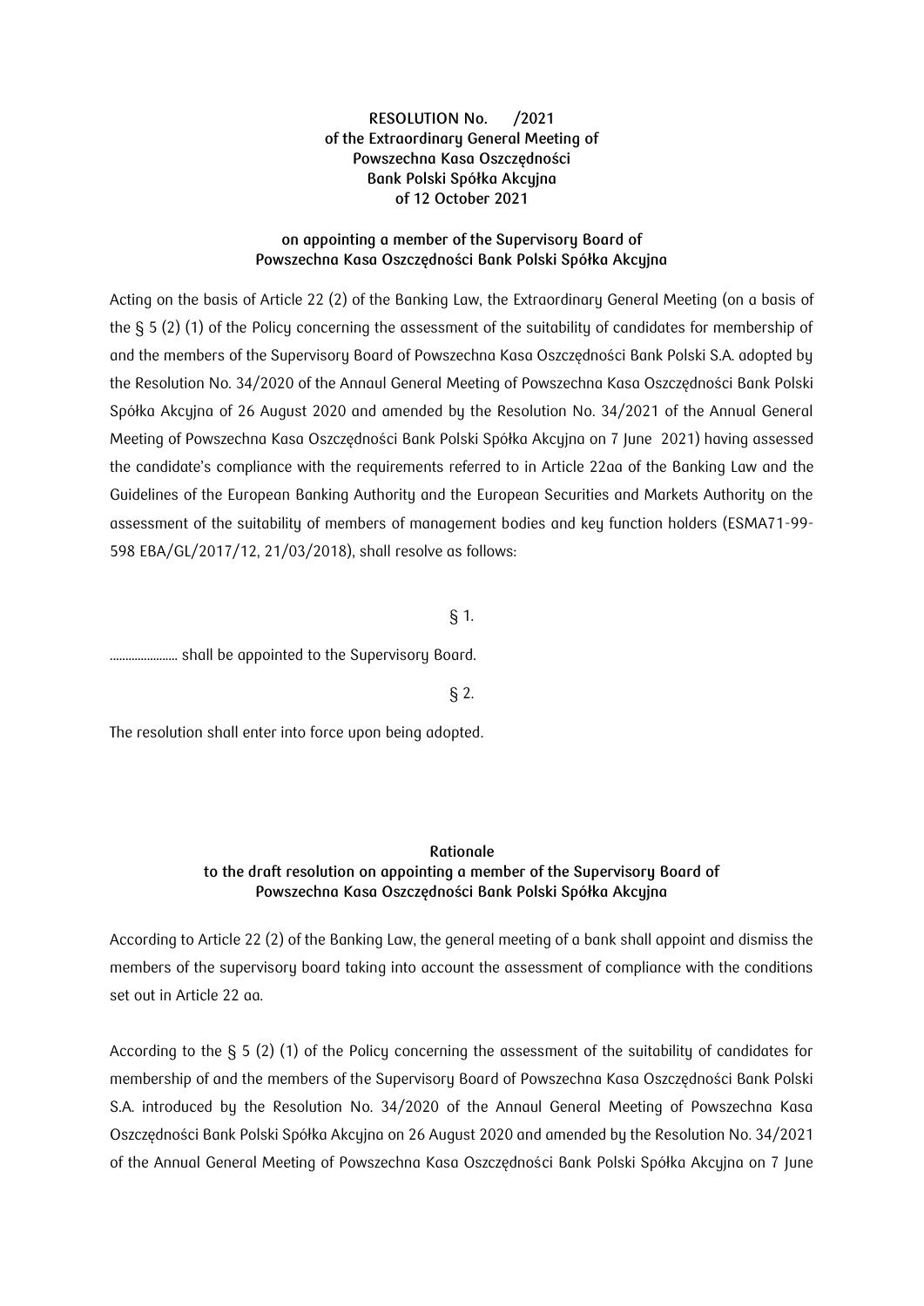**RESOLUTION No.    /2021**
**of the Extraordinary General Meeting of**
**Powszechna Kasa Oszczędności**
**Bank Polski Spółka Akcyjna**
**of 12 October 2021**

**on appointing a member of the Supervisory Board of**
**Powszechna Kasa Oszczędności Bank Polski Spółka Akcyjna**

Acting on the basis of Article 22 (2) of the Banking Law, the Extraordinary General Meeting (on a basis of the § 5 (2) (1) of the Policy concerning the assessment of the suitability of candidates for membership of and the members of the Supervisory Board of Powszechna Kasa Oszczędności Bank Polski S.A. adopted by the Resolution No. 34/2020 of the Annaul General Meeting of Powszechna Kasa Oszczędności Bank Polski Spółka Akcyjna of 26 August 2020 and amended by the Resolution No. 34/2021 of the Annual General Meeting of Powszechna Kasa Oszczędności Bank Polski Spółka Akcyjna on 7 June 2021) having assessed the candidate's compliance with the requirements referred to in Article 22aa of the Banking Law and the Guidelines of the European Banking Authority and the European Securities and Markets Authority on the assessment of the suitability of members of management bodies and key function holders (ESMA71-99-598 EBA/GL/2017/12, 21/03/2018), shall resolve as follows:

§ 1.

...................... shall be appointed to the Supervisory Board.

§ 2.

The resolution shall enter into force upon being adopted.

**Rationale**
**to the draft resolution on appointing a member of the Supervisory Board of**
**Powszechna Kasa Oszczędności Bank Polski Spółka Akcyjna**

According to Article 22 (2) of the Banking Law, the general meeting of a bank shall appoint and dismiss the members of the supervisory board taking into account the assessment of compliance with the conditions set out in Article 22 aa.

According to the § 5 (2) (1) of the Policy concerning the assessment of the suitability of candidates for membership of and the members of the Supervisory Board of Powszechna Kasa Oszczędności Bank Polski S.A. introduced by the Resolution No. 34/2020 of the Annaul General Meeting of Powszechna Kasa Oszczędności Bank Polski Spółka Akcyjna on 26 August 2020 and amended by the Resolution No. 34/2021 of the Annual General Meeting of Powszechna Kasa Oszczędności Bank Polski Spółka Akcyjna on 7 June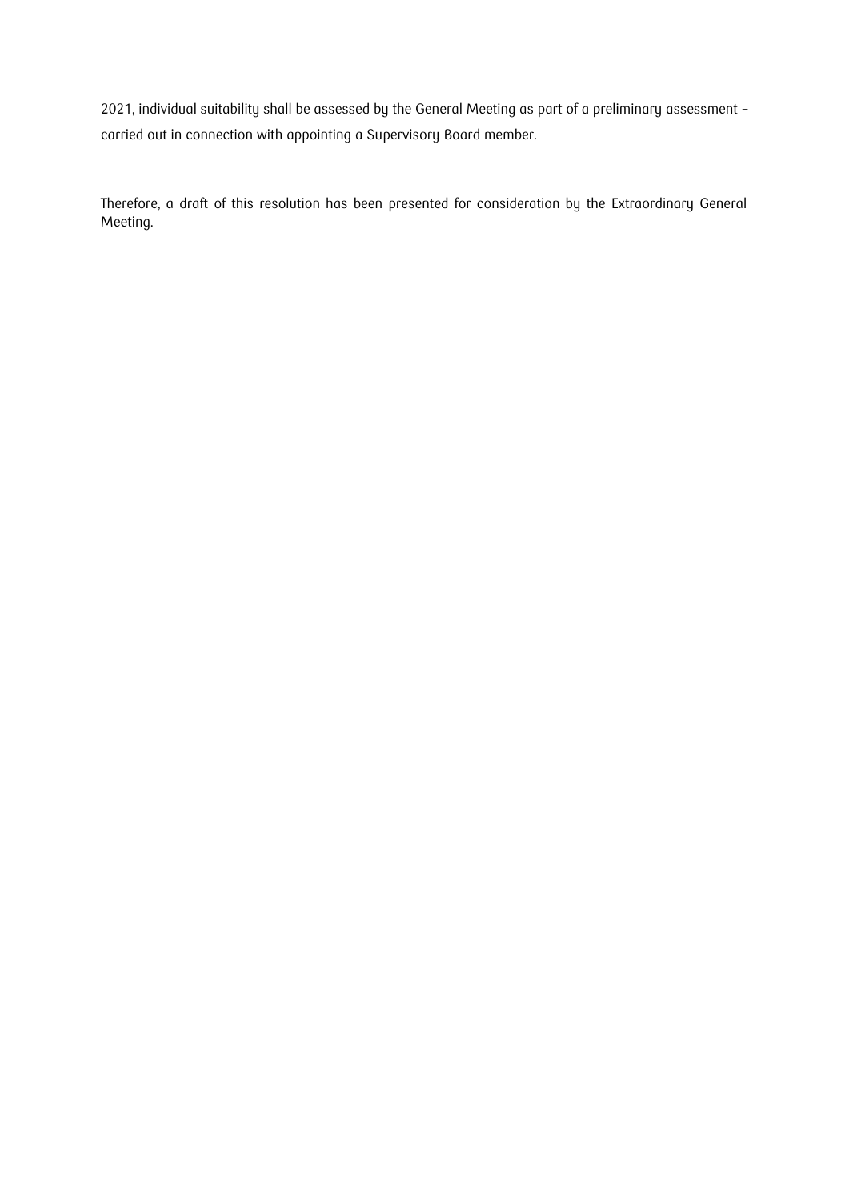2021, individual suitability shall be assessed by the General Meeting as part of a preliminary assessment – carried out in connection with appointing a Supervisory Board member.

Therefore, a draft of this resolution has been presented for consideration by the Extraordinary General Meeting.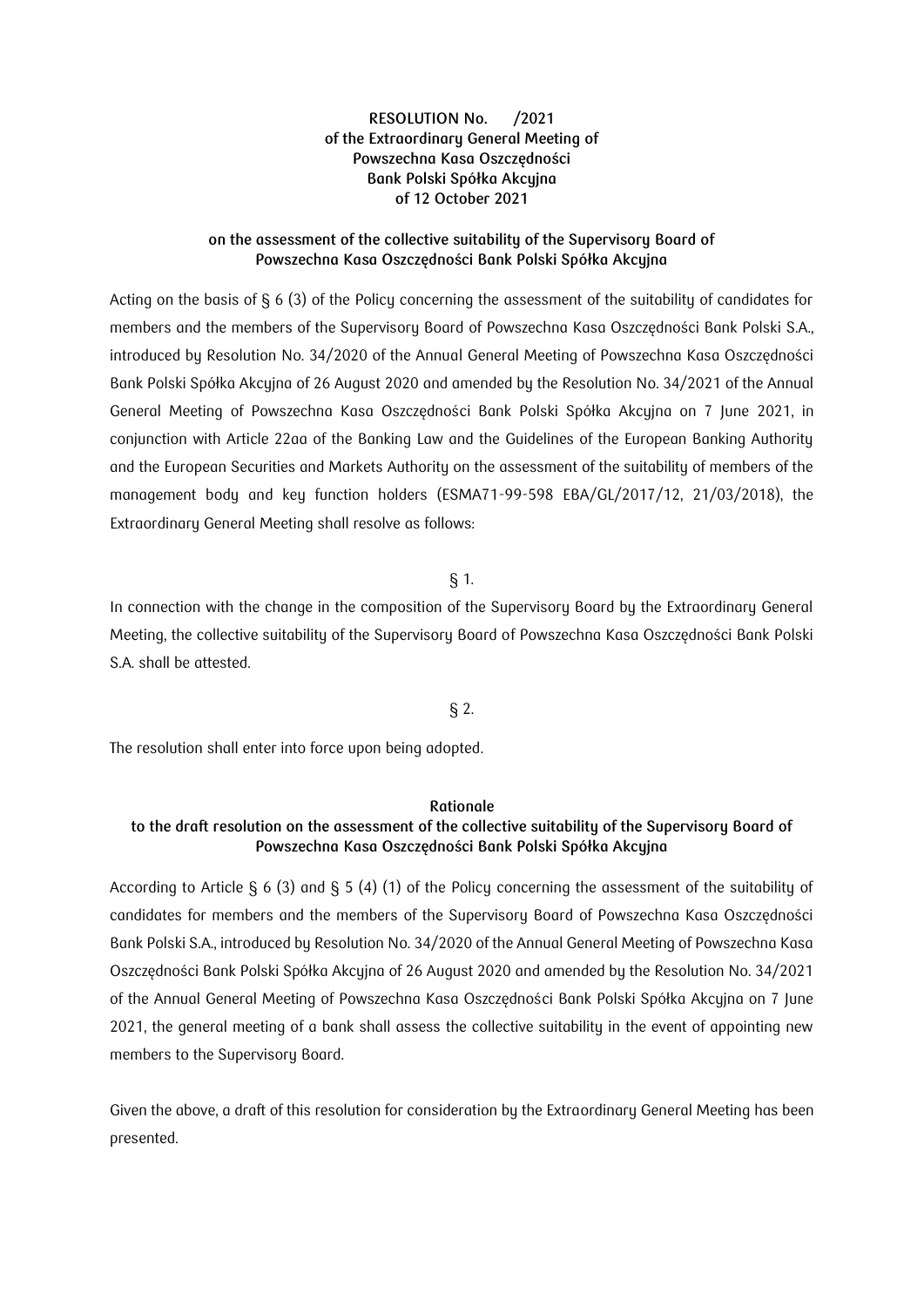**RESOLUTION No. /2021**
**of the Extraordinary General Meeting of**
**Powszechna Kasa Oszczędności**
**Bank Polski Spółka Akcyjna**
**of 12 October 2021**

**on the assessment of the collective suitability of the Supervisory Board of Powszechna Kasa Oszczędności Bank Polski Spółka Akcyjna**

Acting on the basis of § 6 (3) of the Policy concerning the assessment of the suitability of candidates for members and the members of the Supervisory Board of Powszechna Kasa Oszczędności Bank Polski S.A., introduced by Resolution No. 34/2020 of the Annual General Meeting of Powszechna Kasa Oszczędności Bank Polski Spółka Akcyjna of 26 August 2020 and amended by the Resolution No. 34/2021 of the Annual General Meeting of Powszechna Kasa Oszczędności Bank Polski Spółka Akcyjna on 7 June 2021, in conjunction with Article 22aa of the Banking Law and the Guidelines of the European Banking Authority and the European Securities and Markets Authority on the assessment of the suitability of members of the management body and key function holders (ESMA71-99-598 EBA/GL/2017/12, 21/03/2018), the Extraordinary General Meeting shall resolve as follows:

§ 1.

In connection with the change in the composition of the Supervisory Board by the Extraordinary General Meeting, the collective suitability of the Supervisory Board of Powszechna Kasa Oszczędności Bank Polski S.A. shall be attested.

§ 2.

The resolution shall enter into force upon being adopted.

**Rationale**
**to the draft resolution on the assessment of the collective suitability of the Supervisory Board of Powszechna Kasa Oszczędności Bank Polski Spółka Akcyjna**

According to Article § 6 (3) and § 5 (4) (1) of the Policy concerning the assessment of the suitability of candidates for members and the members of the Supervisory Board of Powszechna Kasa Oszczędności Bank Polski S.A., introduced by Resolution No. 34/2020 of the Annual General Meeting of Powszechna Kasa Oszczędności Bank Polski Spółka Akcyjna of 26 August 2020 and amended by the Resolution No. 34/2021 of the Annual General Meeting of Powszechna Kasa Oszczędności Bank Polski Spółka Akcyjna on 7 June 2021, the general meeting of a bank shall assess the collective suitability in the event of appointing new members to the Supervisory Board.

Given the above, a draft of this resolution for consideration by the Extraordinary General Meeting has been presented.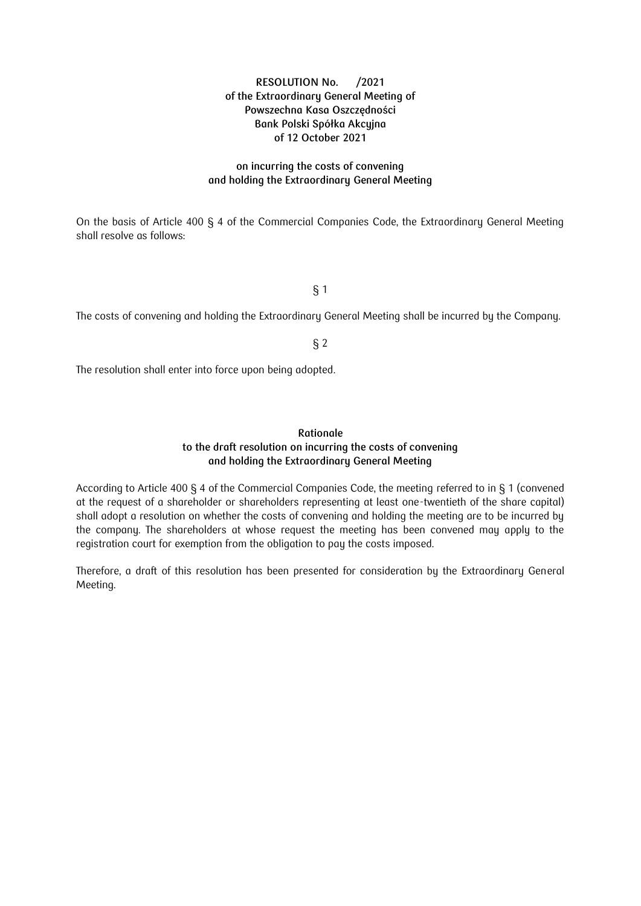**RESOLUTION No. /2021**
**of the Extraordinary General Meeting of**
**Powszechna Kasa Oszczędności**
**Bank Polski Spółka Akcyjna**
**of 12 October 2021**

**on incurring the costs of convening**
**and holding the Extraordinary General Meeting**

On the basis of Article 400 § 4 of the Commercial Companies Code, the Extraordinary General Meeting shall resolve as follows:

§ 1

The costs of convening and holding the Extraordinary General Meeting shall be incurred by the Company.

§ 2

The resolution shall enter into force upon being adopted.

**Rationale**
**to the draft resolution on incurring the costs of convening**
**and holding the Extraordinary General Meeting**

According to Article 400 § 4 of the Commercial Companies Code, the meeting referred to in § 1 (convened at the request of a shareholder or shareholders representing at least one-twentieth of the share capital) shall adopt a resolution on whether the costs of convening and holding the meeting are to be incurred by the company. The shareholders at whose request the meeting has been convened may apply to the registration court for exemption from the obligation to pay the costs imposed.

Therefore, a draft of this resolution has been presented for consideration by the Extraordinary General Meeting.